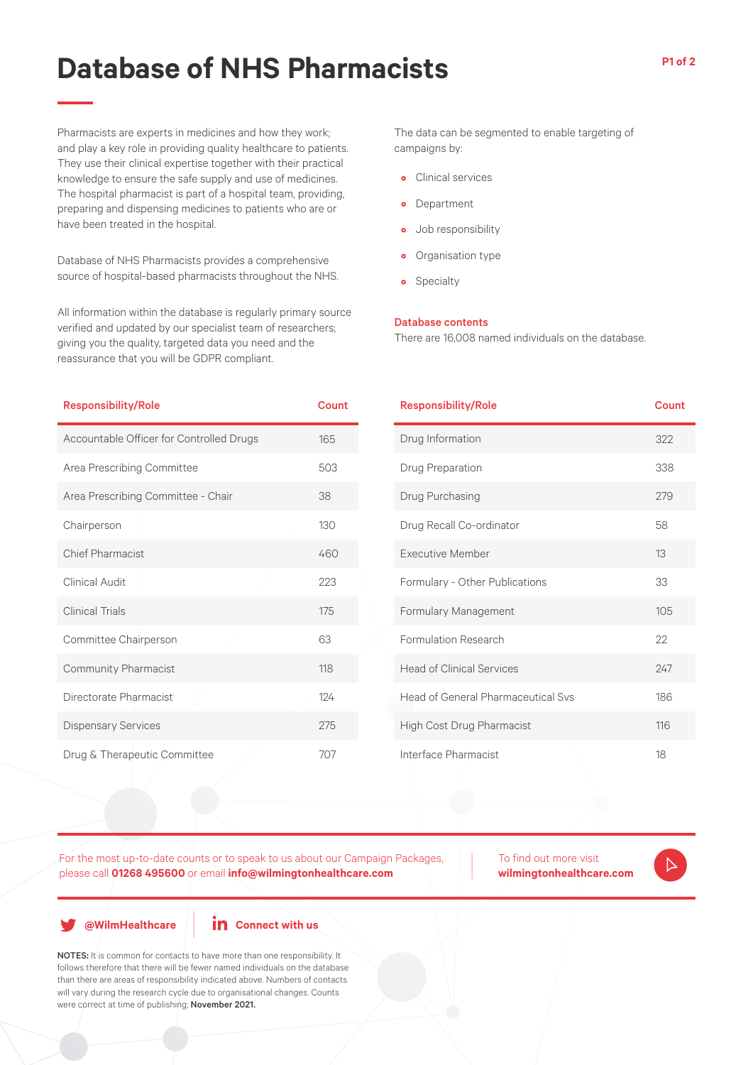# Database of NHS Pharmacists

Pharmacists are experts in medicines and how they work; and play a key role in providing quality healthcare to patients. They use their clinical expertise together with their practical knowledge to ensure the safe supply and use of medicines. The hospital pharmacist is part of a hospital team, providing, preparing and dispensing medicines to patients who are or have been treated in the hospital.

Database of NHS Pharmacists provides a comprehensive source of hospital-based pharmacists throughout the NHS.

All information within the database is regularly primary source verified and updated by our specialist team of researchers; giving you the quality, targeted data you need and the reassurance that you will be GDPR compliant.

The data can be segmented to enable targeting of campaigns by:

- Clinical services
- Department
- Job responsibility
- Organisation type
- Specialty

**Database contents**

There are 16,008 named individuals on the database.

| Responsibility/Role | Count |
|---|---|
| Accountable Officer for Controlled Drugs | 165 |
| Area Prescribing Committee | 503 |
| Area Prescribing Committee - Chair | 38 |
| Chairperson | 130 |
| Chief Pharmacist | 460 |
| Clinical Audit | 223 |
| Clinical Trials | 175 |
| Committee Chairperson | 63 |
| Community Pharmacist | 118 |
| Directorate Pharmacist | 124 |
| Dispensary Services | 275 |
| Drug & Therapeutic Committee | 707 |
| Drug Information | 322 |
| Drug Preparation | 338 |
| Drug Purchasing | 279 |
| Drug Recall Co-ordinator | 58 |
| Executive Member | 13 |
| Formulary - Other Publications | 33 |
| Formulary Management | 105 |
| Formulation Research | 22 |
| Head of Clinical Services | 247 |
| Head of General Pharmaceutical Svs | 186 |
| High Cost Drug Pharmacist | 116 |
| Interface Pharmacist | 18 |

For the most up-to-date counts or to speak to us about our Campaign Packages, please call **01268 495600** or email **info@wilmingtonhealthcare.com**

To find out more visit **wilmingtonhealthcare.com**

**@WilmHealthcare**

**Connect with us**

**NOTES:** It is common for contacts to have more than one responsibility. It follows therefore that there will be fewer named individuals on the database than there are areas of responsibility indicated above. Numbers of contacts will vary during the research cycle due to organisational changes. Counts were correct at time of publishing; **November 2021.**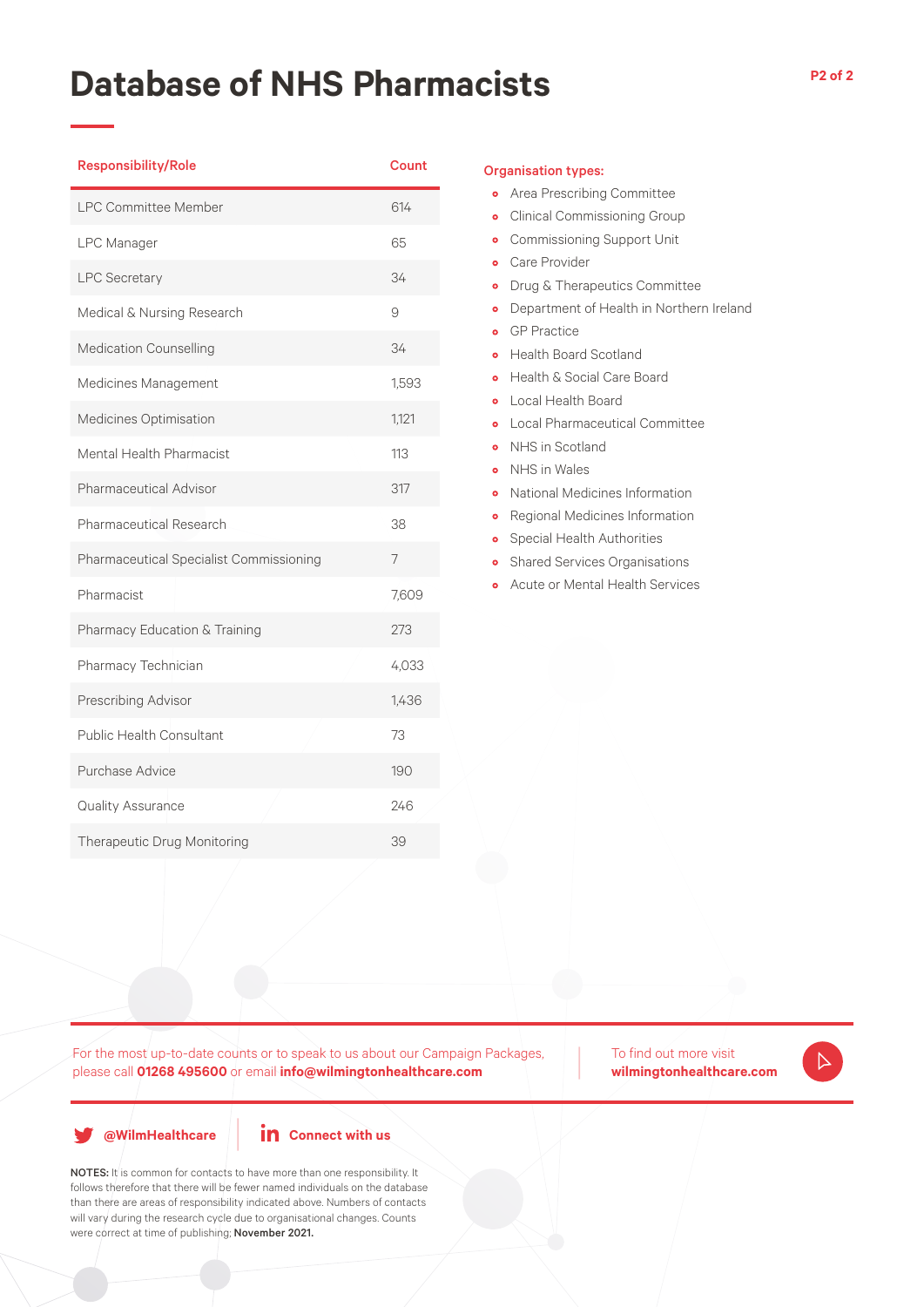# Database of NHS Pharmacists

| Responsibility/Role | Count |
|---|---|
| LPC Committee Member | 614 |
| LPC Manager | 65 |
| LPC Secretary | 34 |
| Medical & Nursing Research | 9 |
| Medication Counselling | 34 |
| Medicines Management | 1,593 |
| Medicines Optimisation | 1,121 |
| Mental Health Pharmacist | 113 |
| Pharmaceutical Advisor | 317 |
| Pharmaceutical Research | 38 |
| Pharmaceutical Specialist Commissioning | 7 |
| Pharmacist | 7,609 |
| Pharmacy Education & Training | 273 |
| Pharmacy Technician | 4,033 |
| Prescribing Advisor | 1,436 |
| Public Health Consultant | 73 |
| Purchase Advice | 190 |
| Quality Assurance | 246 |
| Therapeutic Drug Monitoring | 39 |

**Organisation types:**

- Area Prescribing Committee
- Clinical Commissioning Group
- Commissioning Support Unit
- Care Provider
- Drug & Therapeutics Committee
- Department of Health in Northern Ireland
- GP Practice
- Health Board Scotland
- Health & Social Care Board
- Local Health Board
- Local Pharmaceutical Committee
- NHS in Scotland
- NHS in Wales
- National Medicines Information
- Regional Medicines Information
- Special Health Authorities
- Shared Services Organisations
- Acute or Mental Health Services

For the most up-to-date counts or to speak to us about our Campaign Packages, please call **01268 495600** or email **info@wilmingtonhealthcare.com**

To find out more visit **wilmingtonhealthcare.com**

**@WilmHealthcare**

**Connect with us**

**NOTES:** It is common for contacts to have more than one responsibility. It follows therefore that there will be fewer named individuals on the database than there are areas of responsibility indicated above. Numbers of contacts will vary during the research cycle due to organisational changes. Counts were correct at time of publishing; **November 2021.**